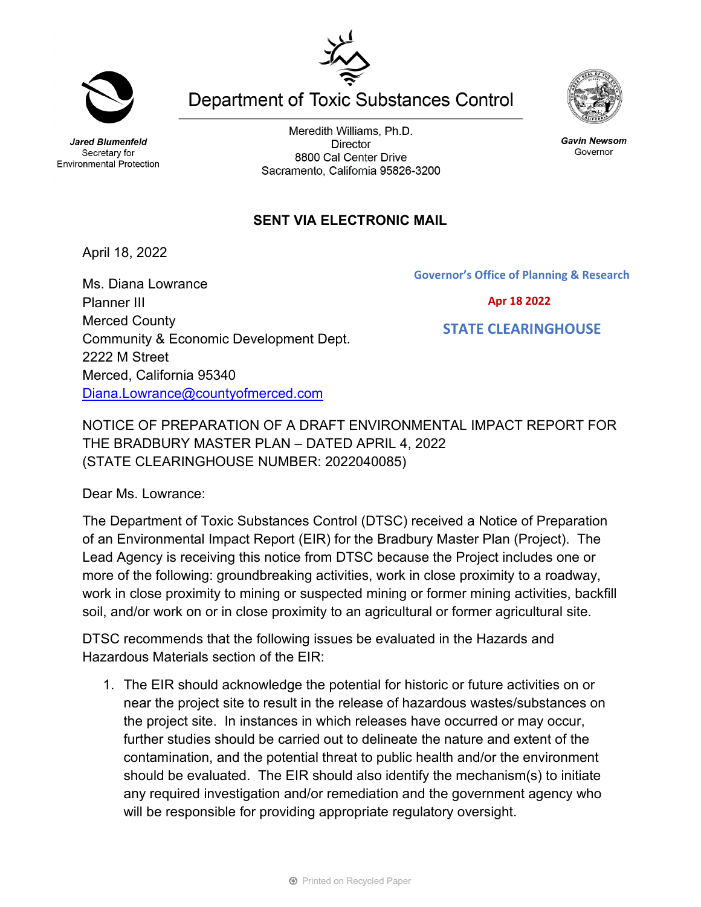Jared Blumenfeld
Secretary for
Environmental Protection

# Department of Toxic Substances Control

Meredith Williams, Ph.D.
Director
8800 Cal Center Drive
Sacramento, California 95826-3200

Gavin Newsom
Governor

**SENT VIA ELECTRONIC MAIL**

April 18, 2022

Governor's Office of Planning & Research

Apr 18 2022

STATE CLEARINGHOUSE

Ms. Diana Lowrance
Planner III
Merced County
Community & Economic Development Dept.
2222 M Street
Merced, California 95340
Diana.Lowrance@countyofmerced.com

NOTICE OF PREPARATION OF A DRAFT ENVIRONMENTAL IMPACT REPORT FOR THE BRADBURY MASTER PLAN – DATED APRIL 4, 2022 (STATE CLEARINGHOUSE NUMBER: 2022040085)

Dear Ms. Lowrance:

The Department of Toxic Substances Control (DTSC) received a Notice of Preparation of an Environmental Impact Report (EIR) for the Bradbury Master Plan (Project). The Lead Agency is receiving this notice from DTSC because the Project includes one or more of the following: groundbreaking activities, work in close proximity to a roadway, work in close proximity to mining or suspected mining or former mining activities, backfill soil, and/or work on or in close proximity to an agricultural or former agricultural site.

DTSC recommends that the following issues be evaluated in the Hazards and Hazardous Materials section of the EIR:

1. The EIR should acknowledge the potential for historic or future activities on or near the project site to result in the release of hazardous wastes/substances on the project site. In instances in which releases have occurred or may occur, further studies should be carried out to delineate the nature and extent of the contamination, and the potential threat to public health and/or the environment should be evaluated. The EIR should also identify the mechanism(s) to initiate any required investigation and/or remediation and the government agency who will be responsible for providing appropriate regulatory oversight.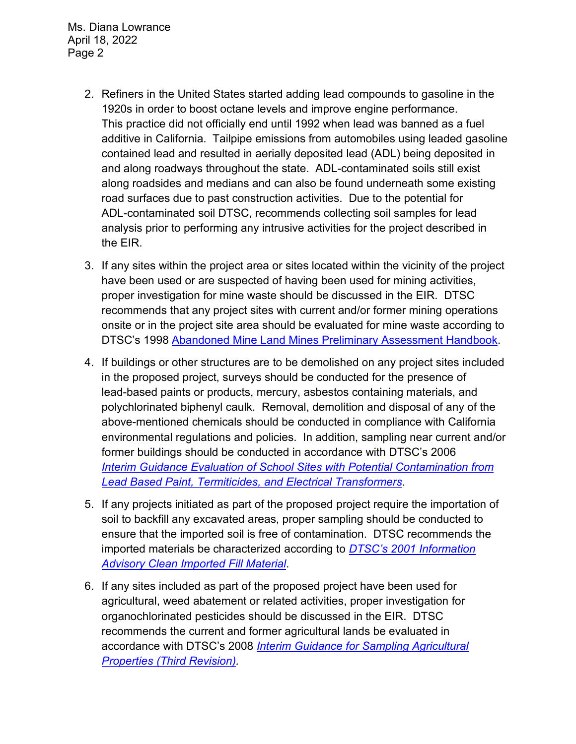2. Refiners in the United States started adding lead compounds to gasoline in the 1920s in order to boost octane levels and improve engine performance. This practice did not officially end until 1992 when lead was banned as a fuel additive in California. Tailpipe emissions from automobiles using leaded gasoline contained lead and resulted in aerially deposited lead (ADL) being deposited in and along roadways throughout the state. ADL-contaminated soils still exist along roadsides and medians and can also be found underneath some existing road surfaces due to past construction activities. Due to the potential for ADL-contaminated soil DTSC, recommends collecting soil samples for lead analysis prior to performing any intrusive activities for the project described in the EIR.

3. If any sites within the project area or sites located within the vicinity of the project have been used or are suspected of having been used for mining activities, proper investigation for mine waste should be discussed in the EIR. DTSC recommends that any project sites with current and/or former mining operations onsite or in the project site area should be evaluated for mine waste according to DTSC's 1998 Abandoned Mine Land Mines Preliminary Assessment Handbook.

4. If buildings or other structures are to be demolished on any project sites included in the proposed project, surveys should be conducted for the presence of lead-based paints or products, mercury, asbestos containing materials, and polychlorinated biphenyl caulk. Removal, demolition and disposal of any of the above-mentioned chemicals should be conducted in compliance with California environmental regulations and policies. In addition, sampling near current and/or former buildings should be conducted in accordance with DTSC's 2006 *Interim Guidance Evaluation of School Sites with Potential Contamination from Lead Based Paint, Termiticides, and Electrical Transformers*.

5. If any projects initiated as part of the proposed project require the importation of soil to backfill any excavated areas, proper sampling should be conducted to ensure that the imported soil is free of contamination. DTSC recommends the imported materials be characterized according to *DTSC's 2001 Information Advisory Clean Imported Fill Material*.

6. If any sites included as part of the proposed project have been used for agricultural, weed abatement or related activities, proper investigation for organochlorinated pesticides should be discussed in the EIR. DTSC recommends the current and former agricultural lands be evaluated in accordance with DTSC's 2008 *Interim Guidance for Sampling Agricultural Properties (Third Revision).*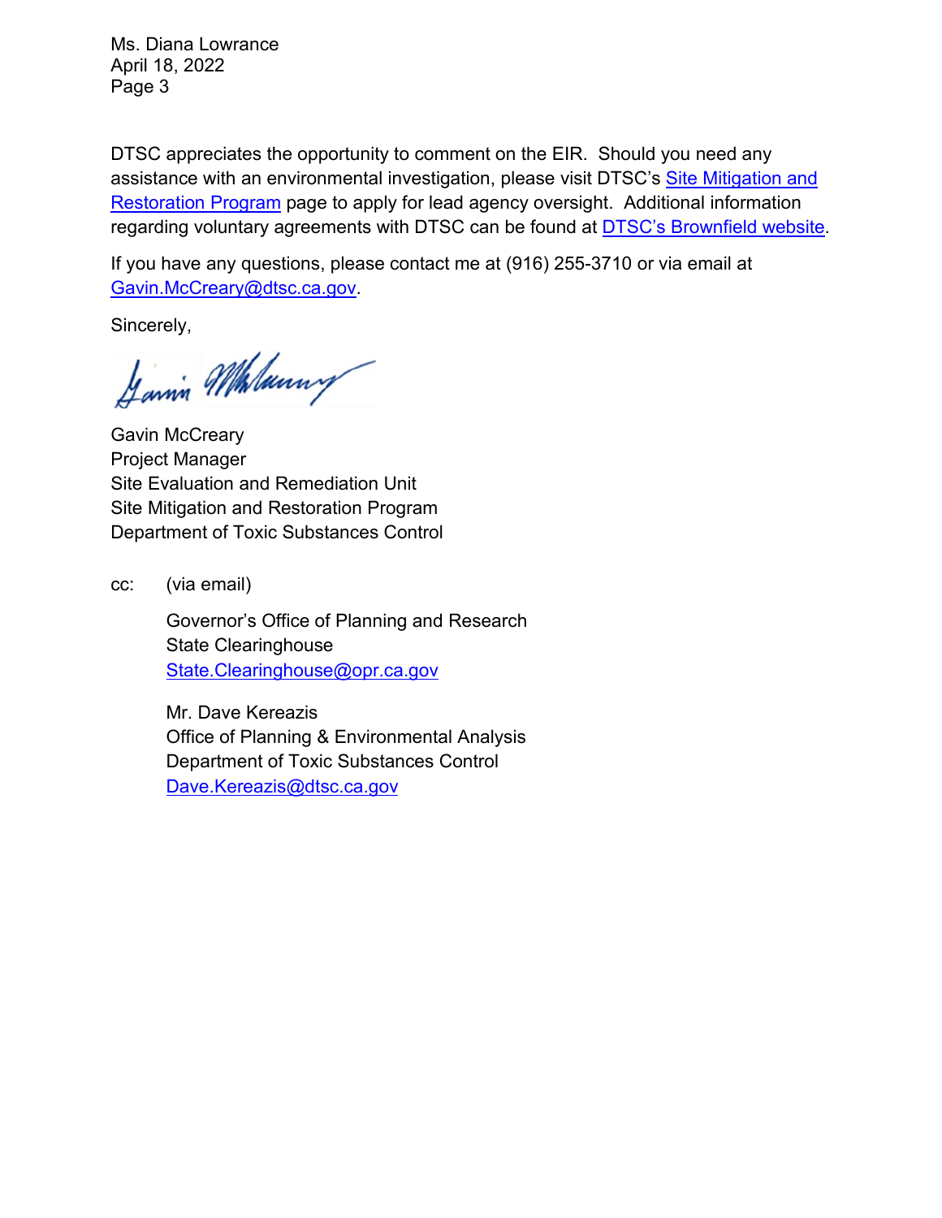Ms. Diana Lowrance
April 18, 2022
Page 3

DTSC appreciates the opportunity to comment on the EIR. Should you need any assistance with an environmental investigation, please visit DTSC's Site Mitigation and Restoration Program page to apply for lead agency oversight. Additional information regarding voluntary agreements with DTSC can be found at DTSC's Brownfield website.

If you have any questions, please contact me at (916) 255-3710 or via email at Gavin.McCreary@dtsc.ca.gov.

Sincerely,

Gavin McCreary
Project Manager
Site Evaluation and Remediation Unit
Site Mitigation and Restoration Program
Department of Toxic Substances Control

cc: (via email)

Governor's Office of Planning and Research
State Clearinghouse
State.Clearinghouse@opr.ca.gov

Mr. Dave Kereazis
Office of Planning & Environmental Analysis
Department of Toxic Substances Control
Dave.Kereazis@dtsc.ca.gov